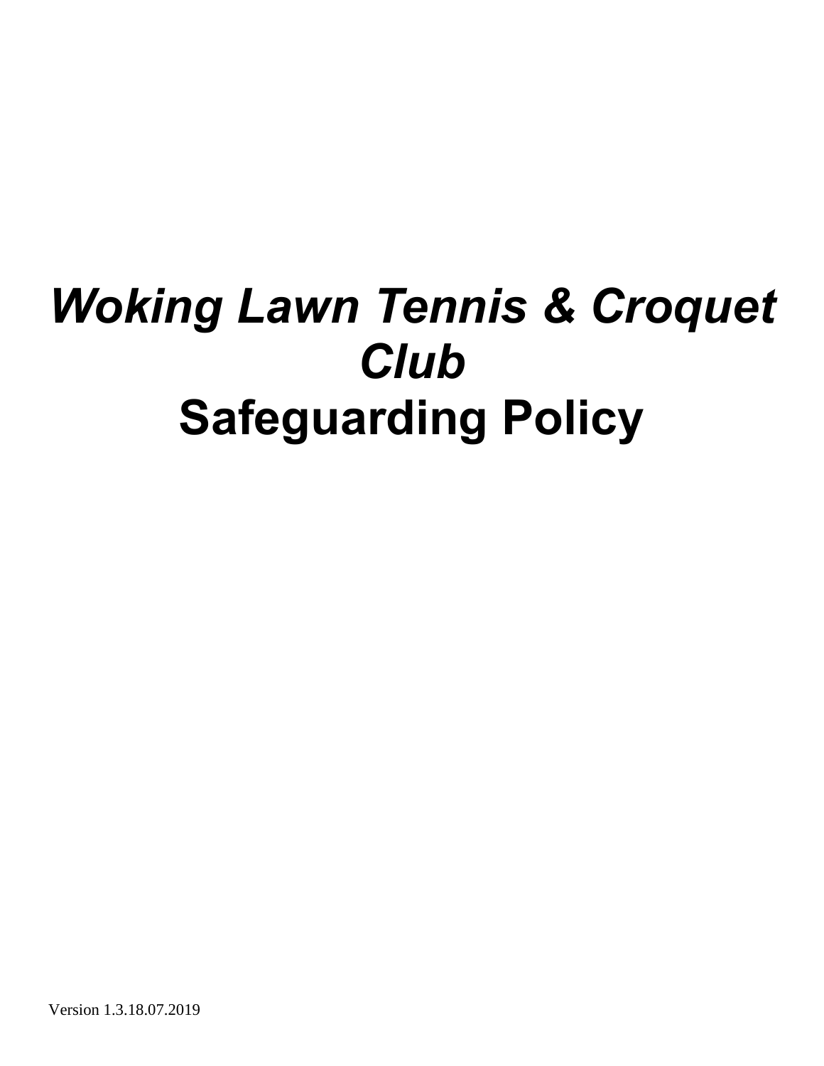# *Woking Lawn Tennis & Croquet Club*
# Safeguarding Policy

Version 1.3.18.07.2019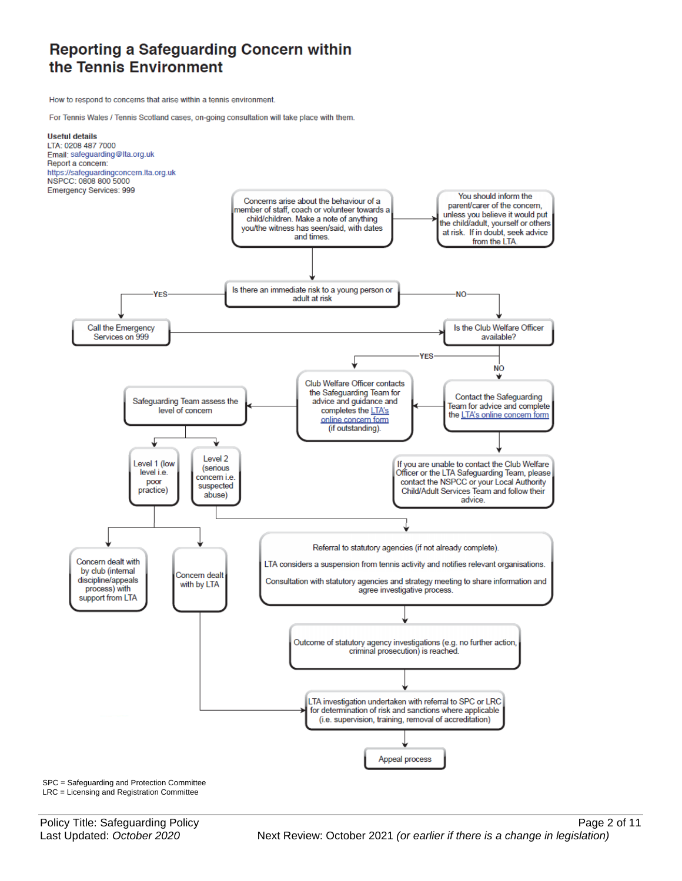# Reporting a Safeguarding Concern within the Tennis Environment

How to respond to concerns that arise within a tennis environment.

For Tennis Wales / Tennis Scotland cases, on-going consultation will take place with them.

**Useful details**
LTA: 0208 487 7000
Email: safeguarding@lta.org.uk
Report a concern:
https://safeguardingconcern.lta.org.uk
NSPCC: 0808 800 5000
Emergency Services: 999

Concerns arise about the behaviour of a member of staff, coach or volunteer towards a child/children. Make a note of anything you/the witness has seen/said, with dates and times.

You should inform the parent/carer of the concern, unless you believe it would put the child/adult, yourself or others at risk. If in doubt, seek advice from the LTA.

Is there an immediate risk to a young person or adult at risk

YES

Call the Emergency Services on 999

NO

Is the Club Welfare Officer available?

YES

Club Welfare Officer contacts the Safeguarding Team for advice and guidance and completes the LTA's online concern form (if outstanding).

NO

Contact the Safeguarding Team for advice and complete the LTA's online concern form

If you are unable to contact the Club Welfare Officer or the LTA Safeguarding Team, please contact the NSPCC or your Local Authority Child/Adult Services Team and follow their advice.

Safeguarding Team assess the level of concern

Level 1 (low level i.e. poor practice)

Level 2 (serious concern i.e. suspected abuse)

Concern dealt with by club (internal discipline/appeals process) with support from LTA

Concern dealt with by LTA

Referral to statutory agencies (if not already complete).

LTA considers a suspension from tennis activity and notifies relevant organisations.

Consultation with statutory agencies and strategy meeting to share information and agree investigative process.

Outcome of statutory agency investigations (e.g. no further action, criminal prosecution) is reached.

LTA investigation undertaken with referral to SPC or LRC for determination of risk and sanctions where applicable (i.e. supervision, training, removal of accreditation)

Appeal process

SPC = Safeguarding and Protection Committee
LRC = Licensing and Registration Committee

Policy Title: Safeguarding Policy
Last Updated: *October 2020*
Next Review: October 2021 *(or earlier if there is a change in legislation)*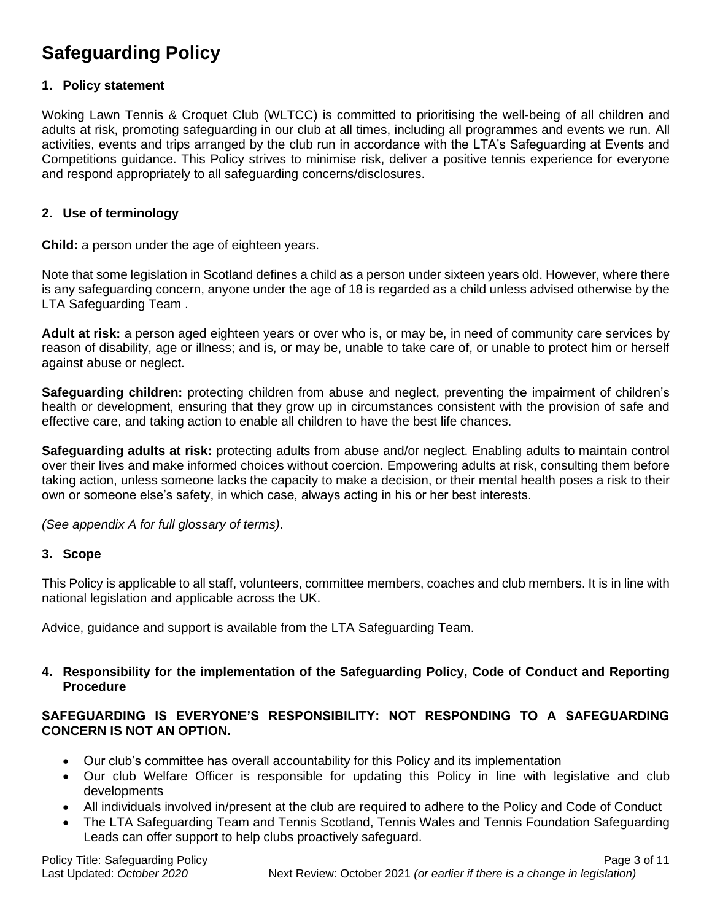# Safeguarding Policy

## 1. Policy statement

Woking Lawn Tennis & Croquet Club (WLTCC) is committed to prioritising the well-being of all children and adults at risk, promoting safeguarding in our club at all times, including all programmes and events we run. All activities, events and trips arranged by the club run in accordance with the LTA's Safeguarding at Events and Competitions guidance. This Policy strives to minimise risk, deliver a positive tennis experience for everyone and respond appropriately to all safeguarding concerns/disclosures.

## 2. Use of terminology

**Child:** a person under the age of eighteen years.

Note that some legislation in Scotland defines a child as a person under sixteen years old. However, where there is any safeguarding concern, anyone under the age of 18 is regarded as a child unless advised otherwise by the LTA Safeguarding Team .

**Adult at risk:** a person aged eighteen years or over who is, or may be, in need of community care services by reason of disability, age or illness; and is, or may be, unable to take care of, or unable to protect him or herself against abuse or neglect.

**Safeguarding children:** protecting children from abuse and neglect, preventing the impairment of children's health or development, ensuring that they grow up in circumstances consistent with the provision of safe and effective care, and taking action to enable all children to have the best life chances.

**Safeguarding adults at risk:** protecting adults from abuse and/or neglect. Enabling adults to maintain control over their lives and make informed choices without coercion. Empowering adults at risk, consulting them before taking action, unless someone lacks the capacity to make a decision, or their mental health poses a risk to their own or someone else's safety, in which case, always acting in his or her best interests.

*(See appendix A for full glossary of terms)*.

## 3. Scope

This Policy is applicable to all staff, volunteers, committee members, coaches and club members. It is in line with national legislation and applicable across the UK.

Advice, guidance and support is available from the LTA Safeguarding Team.

## 4. Responsibility for the implementation of the Safeguarding Policy, Code of Conduct and Reporting Procedure

**SAFEGUARDING IS EVERYONE'S RESPONSIBILITY: NOT RESPONDING TO A SAFEGUARDING CONCERN IS NOT AN OPTION.**

- Our club's committee has overall accountability for this Policy and its implementation
- Our club Welfare Officer is responsible for updating this Policy in line with legislative and club developments
- All individuals involved in/present at the club are required to adhere to the Policy and Code of Conduct
- The LTA Safeguarding Team and Tennis Scotland, Tennis Wales and Tennis Foundation Safeguarding Leads can offer support to help clubs proactively safeguard.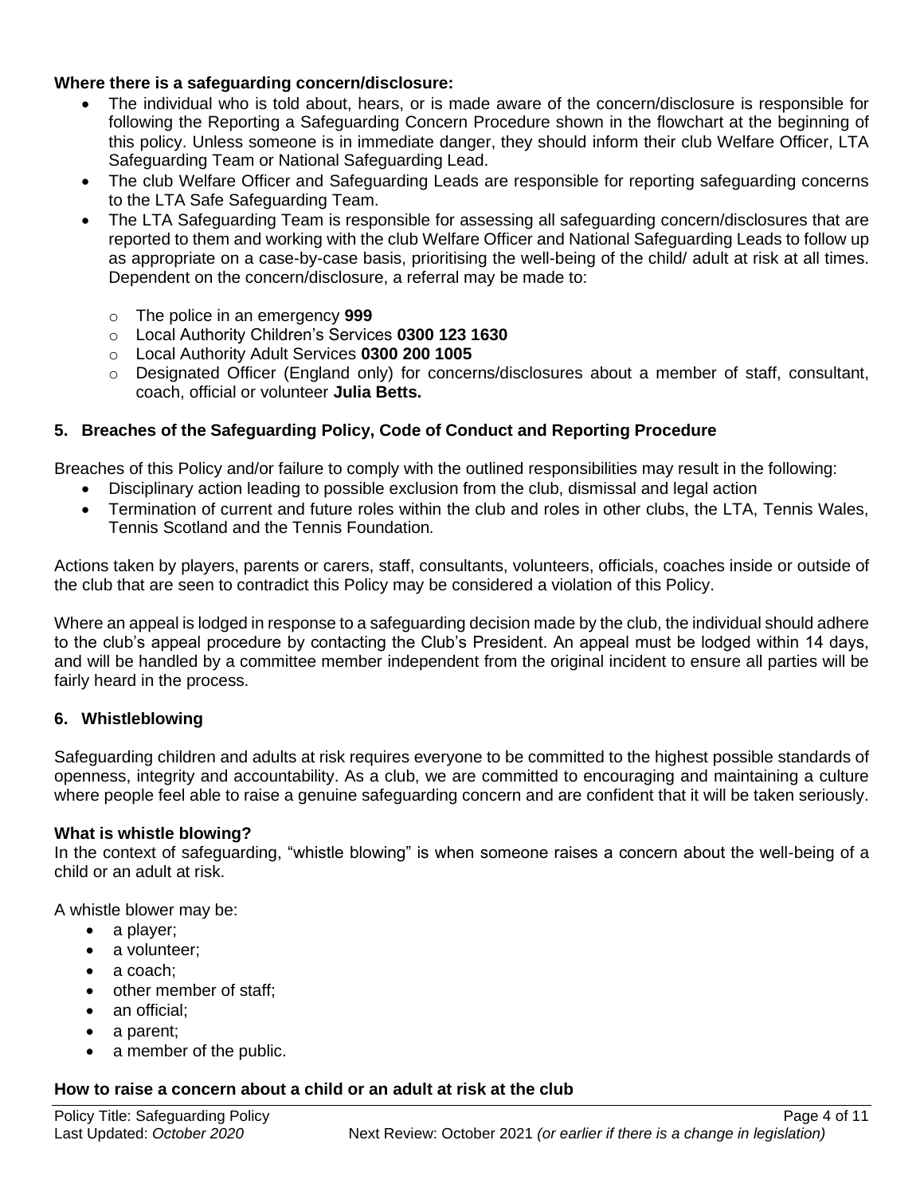**Where there is a safeguarding concern/disclosure:**

- The individual who is told about, hears, or is made aware of the concern/disclosure is responsible for following the Reporting a Safeguarding Concern Procedure shown in the flowchart at the beginning of this policy. Unless someone is in immediate danger, they should inform their club Welfare Officer, LTA Safeguarding Team or National Safeguarding Lead.
- The club Welfare Officer and Safeguarding Leads are responsible for reporting safeguarding concerns to the LTA Safe Safeguarding Team.
- The LTA Safeguarding Team is responsible for assessing all safeguarding concern/disclosures that are reported to them and working with the club Welfare Officer and National Safeguarding Leads to follow up as appropriate on a case-by-case basis, prioritising the well-being of the child/ adult at risk at all times. Dependent on the concern/disclosure, a referral may be made to:
    - The police in an emergency **999**
    - Local Authority Children's Services **0300 123 1630**
    - Local Authority Adult Services **0300 200 1005**
    - Designated Officer (England only) for concerns/disclosures about a member of staff, consultant, coach, official or volunteer **Julia Betts.**

## 5. Breaches of the Safeguarding Policy, Code of Conduct and Reporting Procedure

Breaches of this Policy and/or failure to comply with the outlined responsibilities may result in the following:

- Disciplinary action leading to possible exclusion from the club, dismissal and legal action
- Termination of current and future roles within the club and roles in other clubs, the LTA, Tennis Wales, Tennis Scotland and the Tennis Foundation*.*

Actions taken by players, parents or carers, staff, consultants, volunteers, officials, coaches inside or outside of the club that are seen to contradict this Policy may be considered a violation of this Policy.

Where an appeal is lodged in response to a safeguarding decision made by the club, the individual should adhere to the club's appeal procedure by contacting the Club's President. An appeal must be lodged within 14 days, and will be handled by a committee member independent from the original incident to ensure all parties will be fairly heard in the process.

## 6. Whistleblowing

Safeguarding children and adults at risk requires everyone to be committed to the highest possible standards of openness, integrity and accountability. As a club, we are committed to encouraging and maintaining a culture where people feel able to raise a genuine safeguarding concern and are confident that it will be taken seriously.

**What is whistle blowing?**

In the context of safeguarding, "whistle blowing" is when someone raises a concern about the well-being of a child or an adult at risk.

A whistle blower may be:

- a player;
- a volunteer;
- a coach;
- other member of staff;
- an official;
- a parent;
- a member of the public.

**How to raise a concern about a child or an adult at risk at the club**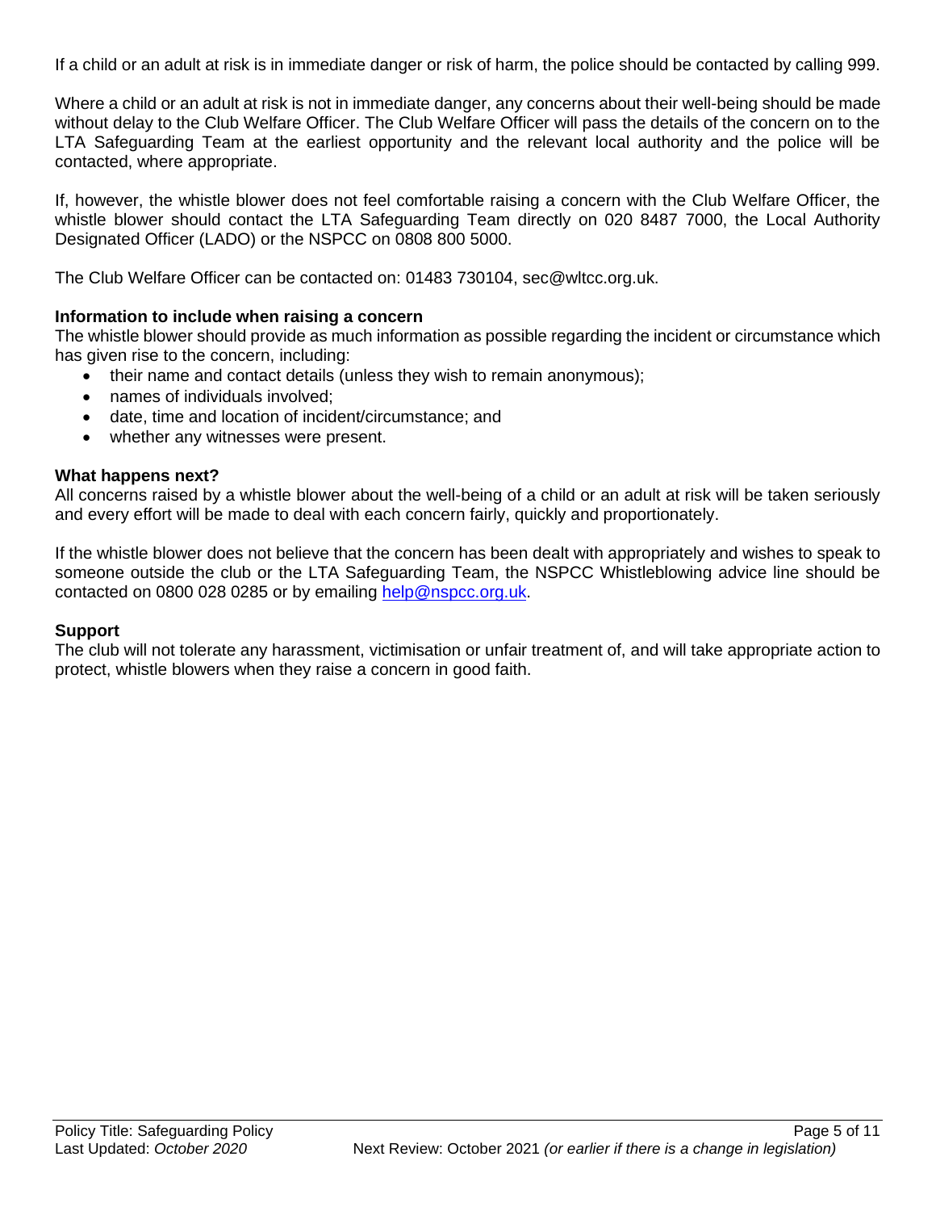If a child or an adult at risk is in immediate danger or risk of harm, the police should be contacted by calling 999.

Where a child or an adult at risk is not in immediate danger, any concerns about their well-being should be made without delay to the Club Welfare Officer. The Club Welfare Officer will pass the details of the concern on to the LTA Safeguarding Team at the earliest opportunity and the relevant local authority and the police will be contacted, where appropriate.

If, however, the whistle blower does not feel comfortable raising a concern with the Club Welfare Officer, the whistle blower should contact the LTA Safeguarding Team directly on 020 8487 7000, the Local Authority Designated Officer (LADO) or the NSPCC on 0808 800 5000.

The Club Welfare Officer can be contacted on: 01483 730104, sec@wltcc.org.uk.

**Information to include when raising a concern**

The whistle blower should provide as much information as possible regarding the incident or circumstance which has given rise to the concern, including:

- their name and contact details (unless they wish to remain anonymous);
- names of individuals involved;
- date, time and location of incident/circumstance; and
- whether any witnesses were present.

**What happens next?**

All concerns raised by a whistle blower about the well-being of a child or an adult at risk will be taken seriously and every effort will be made to deal with each concern fairly, quickly and proportionately.

If the whistle blower does not believe that the concern has been dealt with appropriately and wishes to speak to someone outside the club or the LTA Safeguarding Team, the NSPCC Whistleblowing advice line should be contacted on 0800 028 0285 or by emailing help@nspcc.org.uk.

**Support**

The club will not tolerate any harassment, victimisation or unfair treatment of, and will take appropriate action to protect, whistle blowers when they raise a concern in good faith.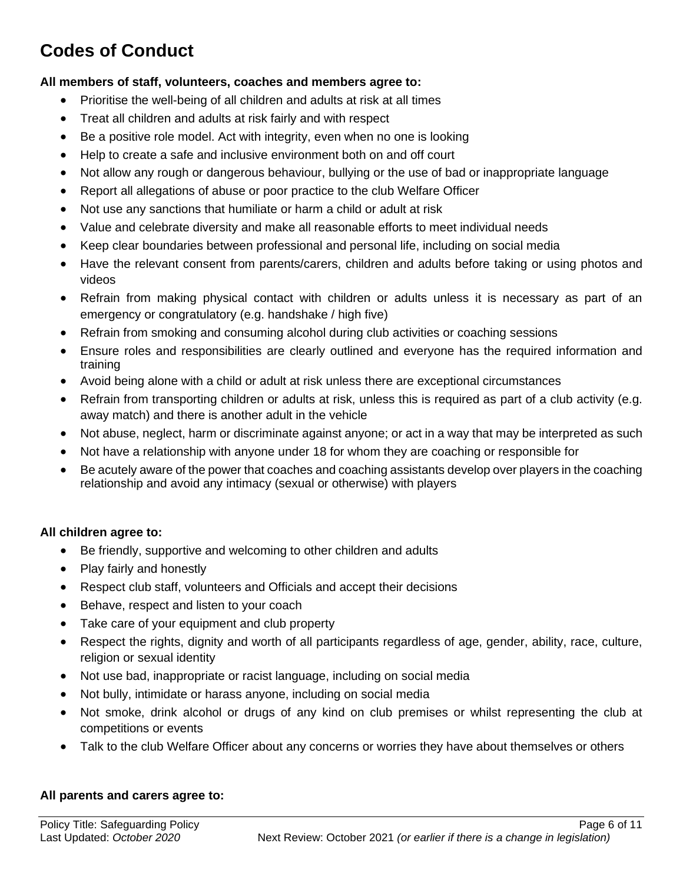# Codes of Conduct

**All members of staff, volunteers, coaches and members agree to:**

- Prioritise the well-being of all children and adults at risk at all times
- Treat all children and adults at risk fairly and with respect
- Be a positive role model. Act with integrity, even when no one is looking
- Help to create a safe and inclusive environment both on and off court
- Not allow any rough or dangerous behaviour, bullying or the use of bad or inappropriate language
- Report all allegations of abuse or poor practice to the club Welfare Officer
- Not use any sanctions that humiliate or harm a child or adult at risk
- Value and celebrate diversity and make all reasonable efforts to meet individual needs
- Keep clear boundaries between professional and personal life, including on social media
- Have the relevant consent from parents/carers, children and adults before taking or using photos and videos
- Refrain from making physical contact with children or adults unless it is necessary as part of an emergency or congratulatory (e.g. handshake / high five)
- Refrain from smoking and consuming alcohol during club activities or coaching sessions
- Ensure roles and responsibilities are clearly outlined and everyone has the required information and training
- Avoid being alone with a child or adult at risk unless there are exceptional circumstances
- Refrain from transporting children or adults at risk, unless this is required as part of a club activity (e.g. away match) and there is another adult in the vehicle
- Not abuse, neglect, harm or discriminate against anyone; or act in a way that may be interpreted as such
- Not have a relationship with anyone under 18 for whom they are coaching or responsible for
- Be acutely aware of the power that coaches and coaching assistants develop over players in the coaching relationship and avoid any intimacy (sexual or otherwise) with players

**All children agree to:**

- Be friendly, supportive and welcoming to other children and adults
- Play fairly and honestly
- Respect club staff, volunteers and Officials and accept their decisions
- Behave, respect and listen to your coach
- Take care of your equipment and club property
- Respect the rights, dignity and worth of all participants regardless of age, gender, ability, race, culture, religion or sexual identity
- Not use bad, inappropriate or racist language, including on social media
- Not bully, intimidate or harass anyone, including on social media
- Not smoke, drink alcohol or drugs of any kind on club premises or whilst representing the club at competitions or events
- Talk to the club Welfare Officer about any concerns or worries they have about themselves or others

**All parents and carers agree to:**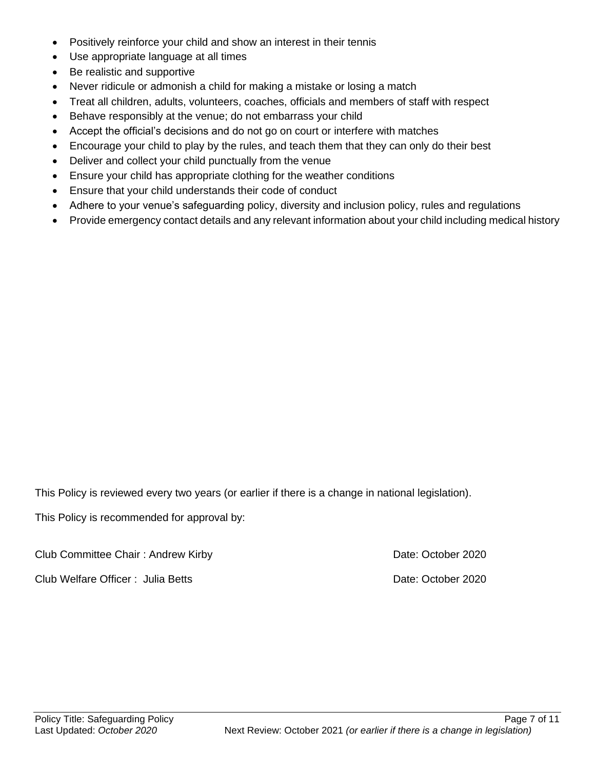- Positively reinforce your child and show an interest in their tennis
- Use appropriate language at all times
- Be realistic and supportive
- Never ridicule or admonish a child for making a mistake or losing a match
- Treat all children, adults, volunteers, coaches, officials and members of staff with respect
- Behave responsibly at the venue; do not embarrass your child
- Accept the official's decisions and do not go on court or interfere with matches
- Encourage your child to play by the rules, and teach them that they can only do their best
- Deliver and collect your child punctually from the venue
- Ensure your child has appropriate clothing for the weather conditions
- Ensure that your child understands their code of conduct
- Adhere to your venue's safeguarding policy, diversity and inclusion policy, rules and regulations
- Provide emergency contact details and any relevant information about your child including medical history

This Policy is reviewed every two years (or earlier if there is a change in national legislation).

This Policy is recommended for approval by:

Club Committee Chair : Andrew Kirby — Date: October 2020

Club Welfare Officer : Julia Betts — Date: October 2020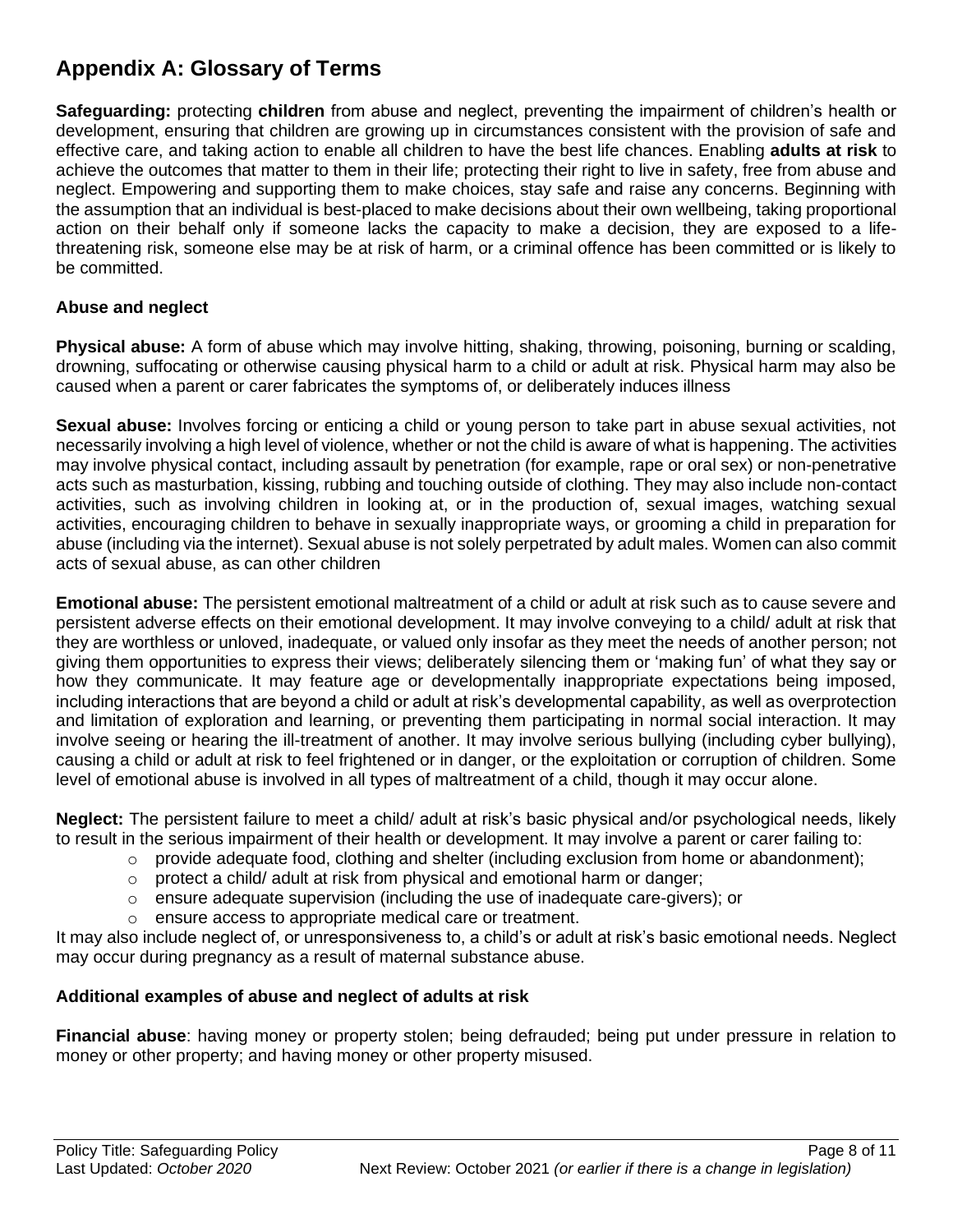## Appendix A: Glossary of Terms

**Safeguarding:** protecting **children** from abuse and neglect, preventing the impairment of children's health or development, ensuring that children are growing up in circumstances consistent with the provision of safe and effective care, and taking action to enable all children to have the best life chances. Enabling **adults at risk** to achieve the outcomes that matter to them in their life; protecting their right to live in safety, free from abuse and neglect. Empowering and supporting them to make choices, stay safe and raise any concerns. Beginning with the assumption that an individual is best-placed to make decisions about their own wellbeing, taking proportional action on their behalf only if someone lacks the capacity to make a decision, they are exposed to a life-threatening risk, someone else may be at risk of harm, or a criminal offence has been committed or is likely to be committed.

### Abuse and neglect

**Physical abuse:** A form of abuse which may involve hitting, shaking, throwing, poisoning, burning or scalding, drowning, suffocating or otherwise causing physical harm to a child or adult at risk. Physical harm may also be caused when a parent or carer fabricates the symptoms of, or deliberately induces illness

**Sexual abuse:** Involves forcing or enticing a child or young person to take part in abuse sexual activities, not necessarily involving a high level of violence, whether or not the child is aware of what is happening. The activities may involve physical contact, including assault by penetration (for example, rape or oral sex) or non-penetrative acts such as masturbation, kissing, rubbing and touching outside of clothing. They may also include non-contact activities, such as involving children in looking at, or in the production of, sexual images, watching sexual activities, encouraging children to behave in sexually inappropriate ways, or grooming a child in preparation for abuse (including via the internet). Sexual abuse is not solely perpetrated by adult males. Women can also commit acts of sexual abuse, as can other children

**Emotional abuse:** The persistent emotional maltreatment of a child or adult at risk such as to cause severe and persistent adverse effects on their emotional development. It may involve conveying to a child/ adult at risk that they are worthless or unloved, inadequate, or valued only insofar as they meet the needs of another person; not giving them opportunities to express their views; deliberately silencing them or 'making fun' of what they say or how they communicate. It may feature age or developmentally inappropriate expectations being imposed, including interactions that are beyond a child or adult at risk's developmental capability, as well as overprotection and limitation of exploration and learning, or preventing them participating in normal social interaction. It may involve seeing or hearing the ill-treatment of another. It may involve serious bullying (including cyber bullying), causing a child or adult at risk to feel frightened or in danger, or the exploitation or corruption of children. Some level of emotional abuse is involved in all types of maltreatment of a child, though it may occur alone.

**Neglect:** The persistent failure to meet a child/ adult at risk's basic physical and/or psychological needs, likely to result in the serious impairment of their health or development. It may involve a parent or carer failing to:

- provide adequate food, clothing and shelter (including exclusion from home or abandonment);
- protect a child/ adult at risk from physical and emotional harm or danger;
- ensure adequate supervision (including the use of inadequate care-givers); or
- ensure access to appropriate medical care or treatment.

It may also include neglect of, or unresponsiveness to, a child's or adult at risk's basic emotional needs. Neglect may occur during pregnancy as a result of maternal substance abuse.

### Additional examples of abuse and neglect of adults at risk

**Financial abuse**: having money or property stolen; being defrauded; being put under pressure in relation to money or other property; and having money or other property misused.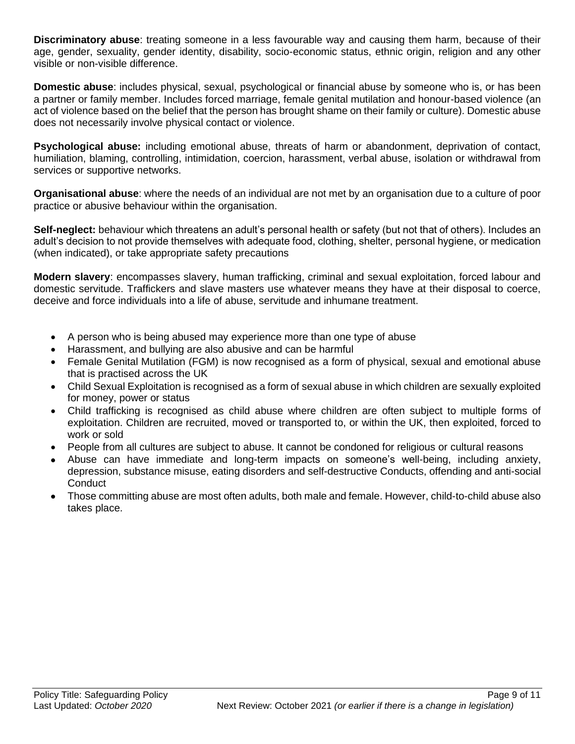**Discriminatory abuse**: treating someone in a less favourable way and causing them harm, because of their age, gender, sexuality, gender identity, disability, socio-economic status, ethnic origin, religion and any other visible or non-visible difference.

**Domestic abuse**: includes physical, sexual, psychological or financial abuse by someone who is, or has been a partner or family member. Includes forced marriage, female genital mutilation and honour-based violence (an act of violence based on the belief that the person has brought shame on their family or culture). Domestic abuse does not necessarily involve physical contact or violence.

**Psychological abuse:** including emotional abuse, threats of harm or abandonment, deprivation of contact, humiliation, blaming, controlling, intimidation, coercion, harassment, verbal abuse, isolation or withdrawal from services or supportive networks.

**Organisational abuse**: where the needs of an individual are not met by an organisation due to a culture of poor practice or abusive behaviour within the organisation.

**Self-neglect:** behaviour which threatens an adult's personal health or safety (but not that of others). Includes an adult's decision to not provide themselves with adequate food, clothing, shelter, personal hygiene, or medication (when indicated), or take appropriate safety precautions

**Modern slavery**: encompasses slavery, human trafficking, criminal and sexual exploitation, forced labour and domestic servitude. Traffickers and slave masters use whatever means they have at their disposal to coerce, deceive and force individuals into a life of abuse, servitude and inhumane treatment.

- A person who is being abused may experience more than one type of abuse
- Harassment, and bullying are also abusive and can be harmful
- Female Genital Mutilation (FGM) is now recognised as a form of physical, sexual and emotional abuse that is practised across the UK
- Child Sexual Exploitation is recognised as a form of sexual abuse in which children are sexually exploited for money, power or status
- Child trafficking is recognised as child abuse where children are often subject to multiple forms of exploitation. Children are recruited, moved or transported to, or within the UK, then exploited, forced to work or sold
- People from all cultures are subject to abuse. It cannot be condoned for religious or cultural reasons
- Abuse can have immediate and long-term impacts on someone's well-being, including anxiety, depression, substance misuse, eating disorders and self-destructive Conducts, offending and anti-social Conduct
- Those committing abuse are most often adults, both male and female. However, child-to-child abuse also takes place.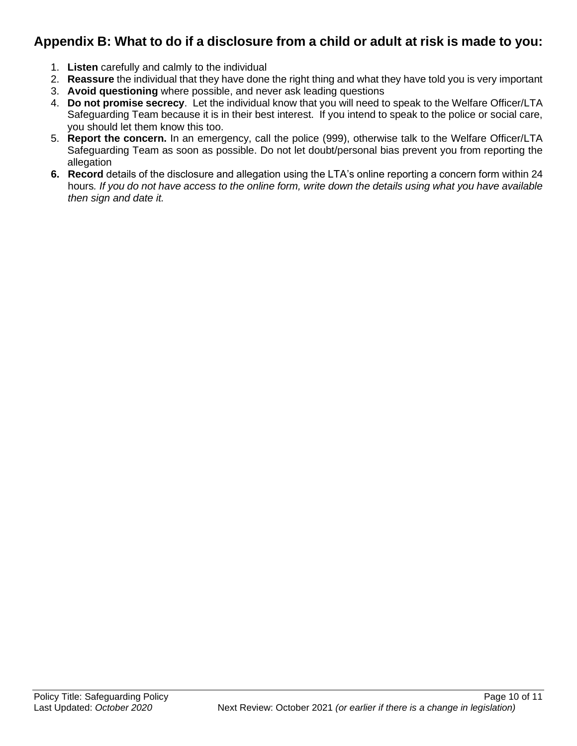## Appendix B: What to do if a disclosure from a child or adult at risk is made to you:

1. **Listen** carefully and calmly to the individual
2. **Reassure** the individual that they have done the right thing and what they have told you is very important
3. **Avoid questioning** where possible, and never ask leading questions
4. **Do not promise secrecy**. Let the individual know that you will need to speak to the Welfare Officer/LTA Safeguarding Team because it is in their best interest. If you intend to speak to the police or social care, you should let them know this too.
5. **Report the concern.** In an emergency, call the police (999), otherwise talk to the Welfare Officer/LTA Safeguarding Team as soon as possible. Do not let doubt/personal bias prevent you from reporting the allegation
6. **Record** details of the disclosure and allegation using the LTA's online reporting a concern form within 24 hours. *If you do not have access to the online form, write down the details using what you have available then sign and date it.*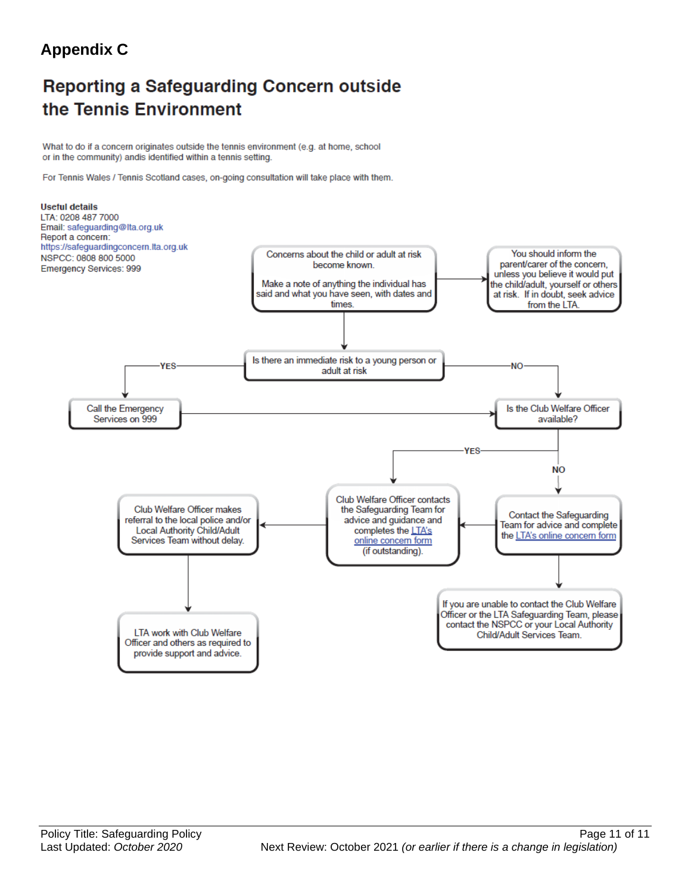## Appendix C

# Reporting a Safeguarding Concern outside the Tennis Environment

What to do if a concern originates outside the tennis environment (e.g. at home, school or in the community) andis identified within a tennis setting.

For Tennis Wales / Tennis Scotland cases, on-going consultation will take place with them.

**Useful details**
LTA: 0208 487 7000
Email: safeguarding@lta.org.uk
Report a concern:
https://safeguardingconcern.lta.org.uk
NSPCC: 0808 800 5000
Emergency Services: 999

Concerns about the child or adult at risk become known.

Make a note of anything the individual has said and what you have seen, with dates and times.

You should inform the parent/carer of the concern, unless you believe it would put the child/adult, yourself or others at risk. If in doubt, seek advice from the LTA.

Is there an immediate risk to a young person or adult at risk

YES

Call the Emergency Services on 999

NO

Is the Club Welfare Officer available?

YES

Club Welfare Officer contacts the Safeguarding Team for advice and guidance and completes the LTA's online concern form (if outstanding).

NO

Contact the Safeguarding Team for advice and complete the LTA's online concern form

Club Welfare Officer makes referral to the local police and/or Local Authority Child/Adult Services Team without delay.

LTA work with Club Welfare Officer and others as required to provide support and advice.

If you are unable to contact the Club Welfare Officer or the LTA Safeguarding Team, please contact the NSPCC or your Local Authority Child/Adult Services Team.

Policy Title: Safeguarding Policy
Last Updated: *October 2020*
Next Review: October 2021 *(or earlier if there is a change in legislation)*